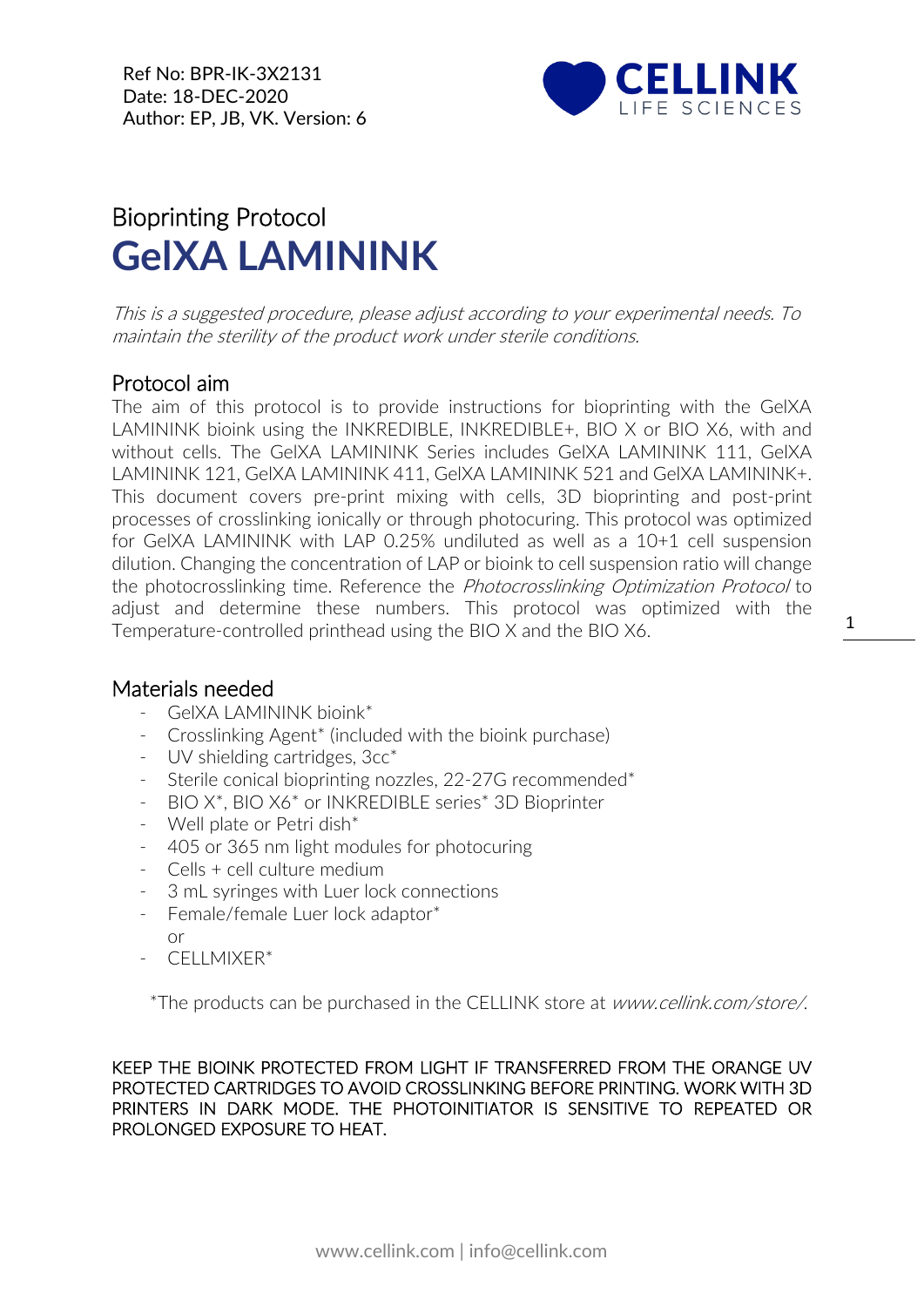Ref No: BPR-IK-3X2131
Date: 18-DEC-2020
Author: EP, JB, VK. Version: 6

# Bioprinting Protocol
# **GelXA LAMININK**

*This is a suggested procedure, please adjust according to your experimental needs. To maintain the sterility of the product work under sterile conditions.*

## Protocol aim

The aim of this protocol is to provide instructions for bioprinting with the GelXA LAMININK bioink using the INKREDIBLE, INKREDIBLE+, BIO X or BIO X6, with and without cells. The GelXA LAMININK Series includes GelXA LAMININK 111, GelXA LAMININK 121, GelXA LAMININK 411, GelXA LAMININK 521 and GelXA LAMININK+. This document covers pre-print mixing with cells, 3D bioprinting and post-print processes of crosslinking ionically or through photocuring. This protocol was optimized for GelXA LAMININK with LAP 0.25% undiluted as well as a 10+1 cell suspension dilution. Changing the concentration of LAP or bioink to cell suspension ratio will change the photocrosslinking time. Reference the *Photocrosslinking Optimization Protocol* to adjust and determine these numbers. This protocol was optimized with the Temperature-controlled printhead using the BIO X and the BIO X6.

## Materials needed

- GelXA LAMININK bioink*
- Crosslinking Agent* (included with the bioink purchase)
- UV shielding cartridges, 3cc*
- Sterile conical bioprinting nozzles, 22-27G recommended*
- BIO X*, BIO X6* or INKREDIBLE series* 3D Bioprinter
- Well plate or Petri dish*
- 405 or 365 nm light modules for photocuring
- Cells + cell culture medium
- 3 mL syringes with Luer lock connections
- Female/female Luer lock adaptor*
  or
- CELLMIXER*

*The products can be purchased in the CELLINK store at *www.cellink.com/store/*.

KEEP THE BIOINK PROTECTED FROM LIGHT IF TRANSFERRED FROM THE ORANGE UV PROTECTED CARTRIDGES TO AVOID CROSSLINKING BEFORE PRINTING. WORK WITH 3D PRINTERS IN DARK MODE. THE PHOTOINITIATOR IS SENSITIVE TO REPEATED OR PROLONGED EXPOSURE TO HEAT.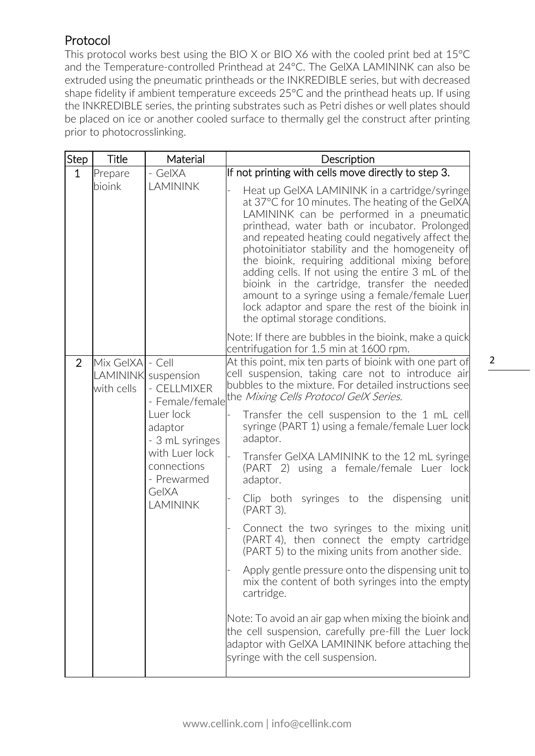## Protocol

This protocol works best using the BIO X or BIO X6 with the cooled print bed at 15°C and the Temperature-controlled Printhead at 24°C. The GelXA LAMININK can also be extruded using the pneumatic printheads or the INKREDIBLE series, but with decreased shape fidelity if ambient temperature exceeds 25°C and the printhead heats up. If using the INKREDIBLE series, the printing substrates such as Petri dishes or well plates should be placed on ice or another cooled surface to thermally gel the construct after printing prior to photocrosslinking.

| Step | Title | Material | Description |
|---|---|---|---|
| 1 | Prepare bioink | - GelXA LAMININK | If not printing with cells move directly to step 3.<br>- Heat up GelXA LAMININK in a cartridge/syringe at 37°C for 10 minutes. The heating of the GelXA LAMININK can be performed in a pneumatic printhead, water bath or incubator. Prolonged and repeated heating could negatively affect the photoinitiator stability and the homogeneity of the bioink, requiring additional mixing before adding cells. If not using the entire 3 mL of the bioink in the cartridge, transfer the needed amount to a syringe using a female/female Luer lock adaptor and spare the rest of the bioink in the optimal storage conditions.<br>Note: If there are bubbles in the bioink, make a quick centrifugation for 1.5 min at 1600 rpm. |
| 2 | Mix GelXA LAMININK with cells | - Cell suspension<br>- CELLMIXER<br>- Female/female Luer lock adaptor<br>- 3 mL syringes with Luer lock connections<br>- Prewarmed GelXA LAMININK | At this point, mix ten parts of bioink with one part of cell suspension, taking care not to introduce air bubbles to the mixture. For detailed instructions see the *Mixing Cells Protocol GelX Series.*<br>- Transfer the cell suspension to the 1 mL cell syringe (PART 1) using a female/female Luer lock adaptor.<br>- Transfer GelXA LAMININK to the 12 mL syringe (PART 2) using a female/female Luer lock adaptor.<br>- Clip both syringes to the dispensing unit (PART 3).<br>- Connect the two syringes to the mixing unit (PART 4), then connect the empty cartridge (PART 5) to the mixing units from another side.<br>- Apply gentle pressure onto the dispensing unit to mix the content of both syringes into the empty cartridge.<br>Note: To avoid an air gap when mixing the bioink and the cell suspension, carefully pre-fill the Luer lock adaptor with GelXA LAMININK before attaching the syringe with the cell suspension. |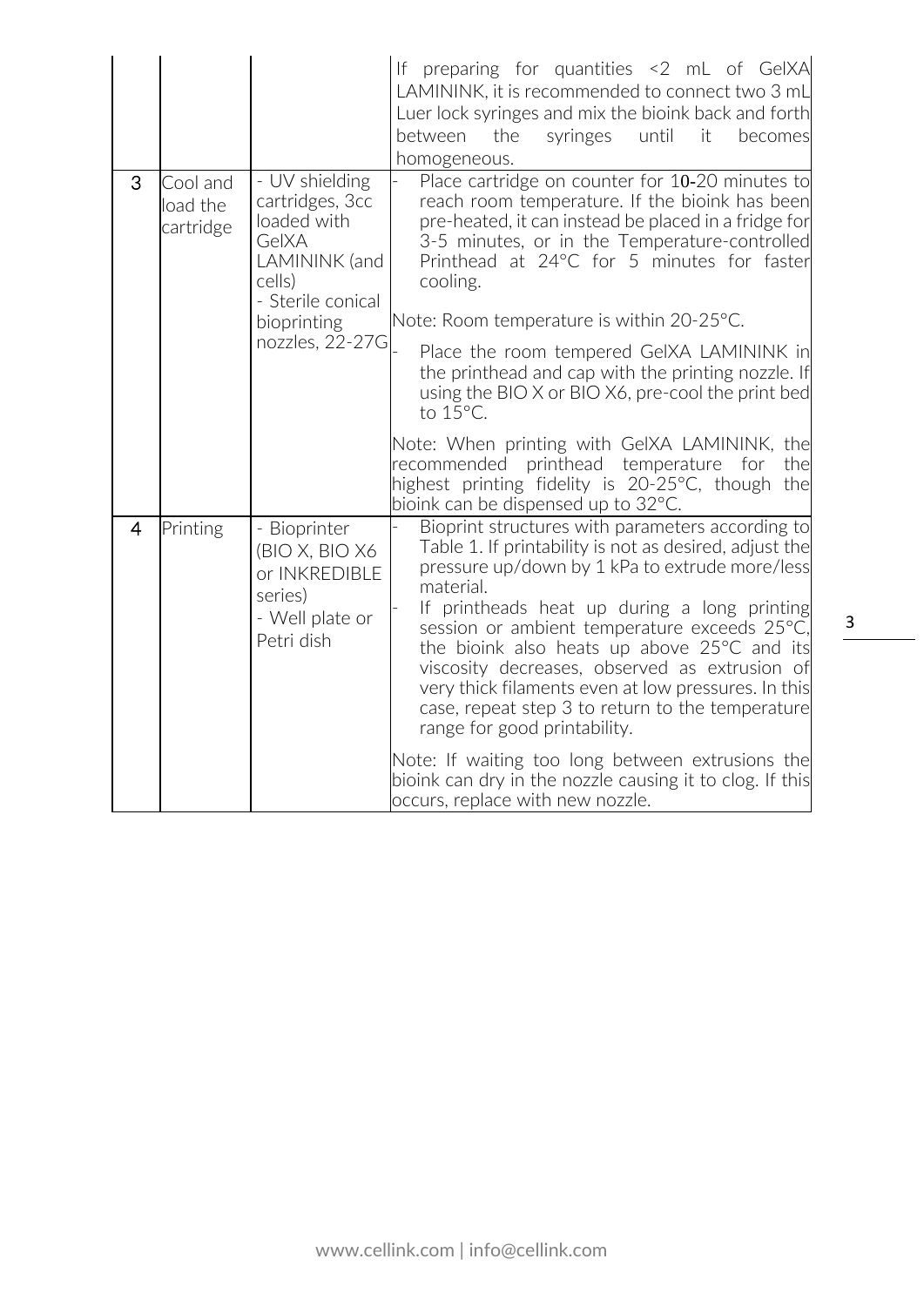| | | | |
|---|---|---|---|
| | | | If preparing for quantities <2 mL of GelXA LAMININK, it is recommended to connect two 3 mL Luer lock syringes and mix the bioink back and forth between the syringes until it becomes homogeneous. |
| 3 | Cool and load the cartridge | - UV shielding cartridges, 3cc loaded with GelXA LAMININK (and cells)<br>- Sterile conical bioprinting nozzles, 22-27G | - Place cartridge on counter for 10-20 minutes to reach room temperature. If the bioink has been pre-heated, it can instead be placed in a fridge for 3-5 minutes, or in the Temperature-controlled Printhead at 24°C for 5 minutes for faster cooling.<br><br>Note: Room temperature is within 20-25°C.<br><br>- Place the room tempered GelXA LAMININK in the printhead and cap with the printing nozzle. If using the BIO X or BIO X6, pre-cool the print bed to 15°C.<br><br>Note: When printing with GelXA LAMININK, the recommended printhead temperature for the highest printing fidelity is 20-25°C, though the bioink can be dispensed up to 32°C. |
| 4 | Printing | - Bioprinter (BIO X, BIO X6 or INKREDIBLE series)<br>- Well plate or Petri dish | - Bioprint structures with parameters according to Table 1. If printability is not as desired, adjust the pressure up/down by 1 kPa to extrude more/less material.<br>- If printheads heat up during a long printing session or ambient temperature exceeds 25°C, the bioink also heats up above 25°C and its viscosity decreases, observed as extrusion of very thick filaments even at low pressures. In this case, repeat step 3 to return to the temperature range for good printability.<br><br>Note: If waiting too long between extrusions the bioink can dry in the nozzle causing it to clog. If this occurs, replace with new nozzle. |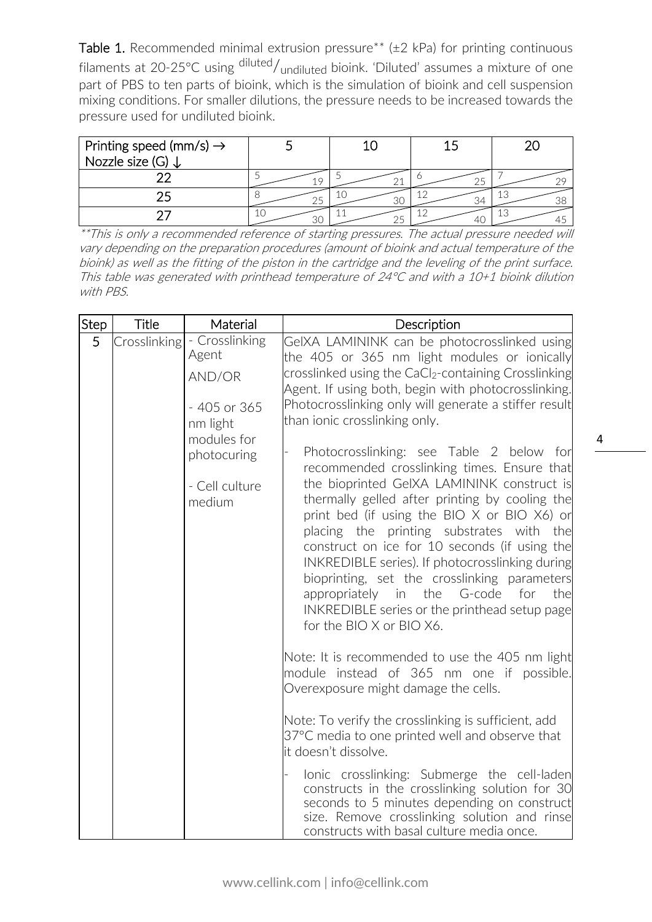**Table 1.** Recommended minimal extrusion pressure** (±2 kPa) for printing continuous filaments at 20-25°C using diluted/undiluted bioink. 'Diluted' assumes a mixture of one part of PBS to ten parts of bioink, which is the simulation of bioink and cell suspension mixing conditions. For smaller dilutions, the pressure needs to be increased towards the pressure used for undiluted bioink.

| Printing speed (mm/s) → <br> Nozzle size (G) ↓ | 5 | 10 | 15 | 20 |
|---|---|---|---|---|
| 22 | 5 / 19 | 5 / 21 | 6 / 25 | 7 / 29 |
| 25 | 8 / 25 | 10 / 30 | 12 / 34 | 13 / 38 |
| 27 | 10 / 30 | 11 / 25 | 12 / 40 | 13 / 45 |

*\*\*This is only a recommended reference of starting pressures. The actual pressure needed will vary depending on the preparation procedures (amount of bioink and actual temperature of the bioink) as well as the fitting of the piston in the cartridge and the leveling of the print surface. This table was generated with printhead temperature of 24°C and with a 10+1 bioink dilution with PBS.*

| Step | Title | Material | Description |
|---|---|---|---|
| 5 | Crosslinking | - Crosslinking Agent <br> AND/OR <br> - 405 or 365 nm light modules for photocuring <br> - Cell culture medium | GelXA LAMININK can be photocrosslinked using the 405 or 365 nm light modules or ionically crosslinked using the $CaCl_2$-containing Crosslinking Agent. If using both, begin with photocrosslinking. Photocrosslinking only will generate a stiffer result than ionic crosslinking only. <br><br> - Photocrosslinking: see Table 2 below for recommended crosslinking times. Ensure that the bioprinted GelXA LAMININK construct is thermally gelled after printing by cooling the print bed (if using the BIO X or BIO X6) or placing the printing substrates with the construct on ice for 10 seconds (if using the INKREDIBLE series). If photocrosslinking during bioprinting, set the crosslinking parameters appropriately in the G-code for the INKREDIBLE series or the printhead setup page for the BIO X or BIO X6. <br><br> Note: It is recommended to use the 405 nm light module instead of 365 nm one if possible. Overexposure might damage the cells. <br><br> Note: To verify the crosslinking is sufficient, add 37°C media to one printed well and observe that it doesn't dissolve. <br><br> - Ionic crosslinking: Submerge the cell-laden constructs in the crosslinking solution for 30 seconds to 5 minutes depending on construct size. Remove crosslinking solution and rinse constructs with basal culture media once. |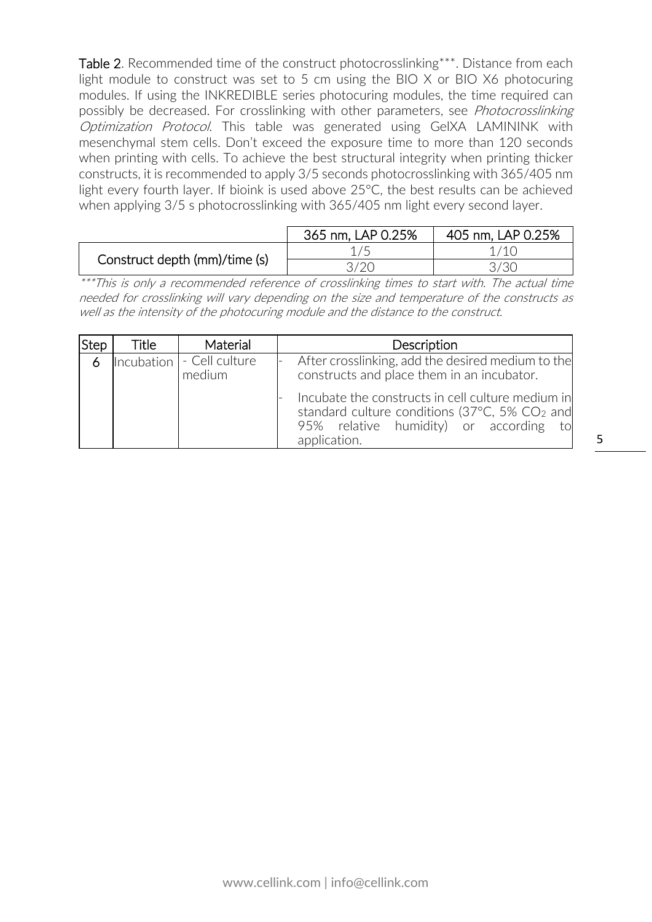**Table 2**. Recommended time of the construct photocrosslinking***. Distance from each light module to construct was set to 5 cm using the BIO X or BIO X6 photocuring modules. If using the INKREDIBLE series photocuring modules, the time required can possibly be decreased. For crosslinking with other parameters, see *Photocrosslinking Optimization Protocol*. This table was generated using GelXA LAMININK with mesenchymal stem cells. Don't exceed the exposure time to more than 120 seconds when printing with cells. To achieve the best structural integrity when printing thicker constructs, it is recommended to apply 3/5 seconds photocrosslinking with 365/405 nm light every fourth layer. If bioink is used above 25°C, the best results can be achieved when applying 3/5 s photocrosslinking with 365/405 nm light every second layer.

| | 365 nm, LAP 0.25% | 405 nm, LAP 0.25% |
|---|---|---|
| Construct depth (mm)/time (s) | 1/5 | 1/10 |
| | 3/20 | 3/30 |

****This is only a recommended reference of crosslinking times to start with. The actual time needed for crosslinking will vary depending on the size and temperature of the constructs as well as the intensity of the photocuring module and the distance to the construct.*

| Step | Title | Material | Description |
|---|---|---|---|
| 6 | Incubation | - Cell culture medium | - After crosslinking, add the desired medium to the constructs and place them in an incubator.<br>- Incubate the constructs in cell culture medium in standard culture conditions (37°C, 5% $CO_2$ and 95% relative humidity) or according to application. |

www.cellink.com | info@cellink.com